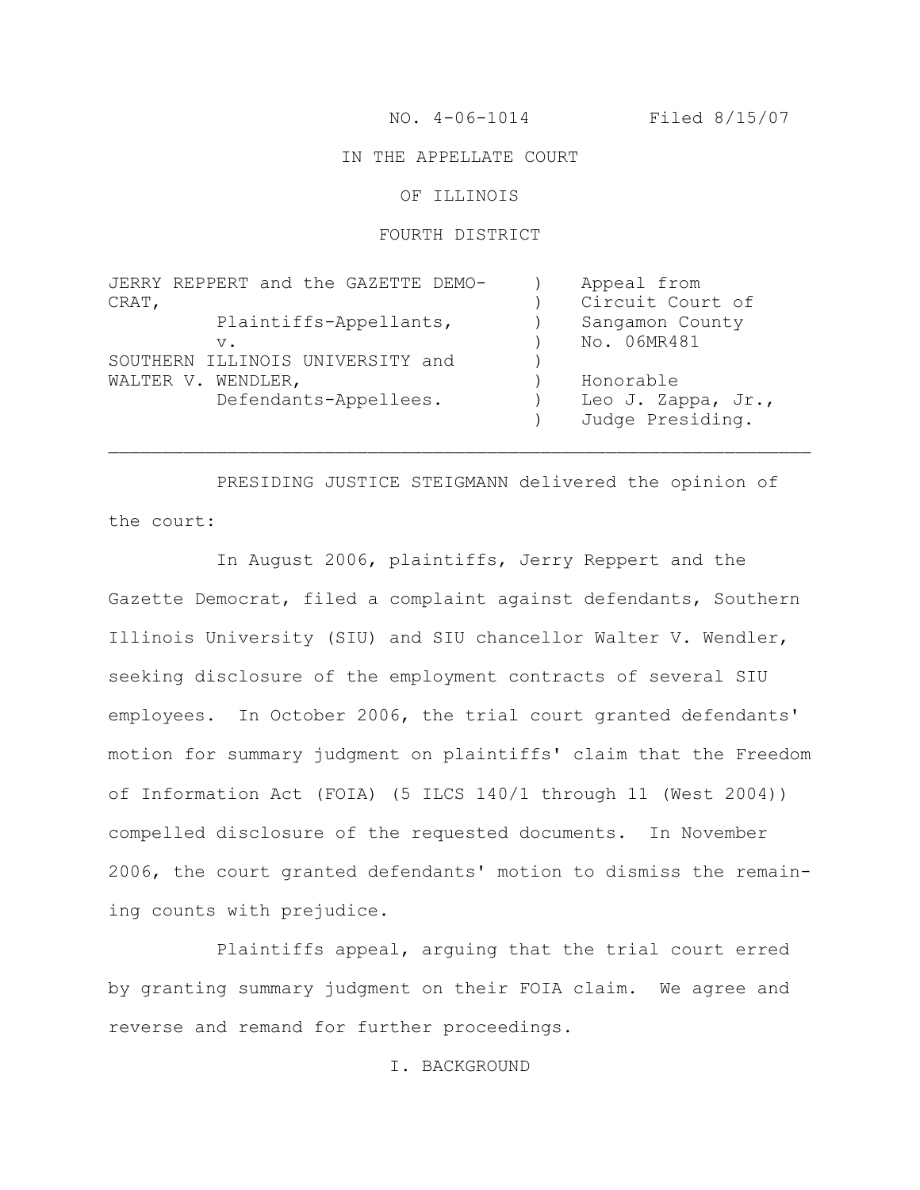NO. 4-06-1014 Filed 8/15/07

IN THE APPELLATE COURT

OF ILLINOIS

FOURTH DISTRICT

| | | |
|---|---|---|
| JERRY REPPERT and the GAZETTE DEMOCRAT, | ) | Appeal from |
| Plaintiffs-Appellants, | ) | Circuit Court of |
| v. | ) | Sangamon County |
| SOUTHERN ILLINOIS UNIVERSITY and | ) | No. 06MR481 |
| WALTER V. WENDLER, | ) | |
| Defendants-Appellees. | ) | Honorable |
| | ) | Leo J. Zappa, Jr., |
| | ) | Judge Presiding. |

---

PRESIDING JUSTICE STEIGMANN delivered the opinion of the court:

In August 2006, plaintiffs, Jerry Reppert and the Gazette Democrat, filed a complaint against defendants, Southern Illinois University (SIU) and SIU chancellor Walter V. Wendler, seeking disclosure of the employment contracts of several SIU employees. In October 2006, the trial court granted defendants' motion for summary judgment on plaintiffs' claim that the Freedom of Information Act (FOIA) (5 ILCS 140/1 through 11 (West 2004)) compelled disclosure of the requested documents. In November 2006, the court granted defendants' motion to dismiss the remaining counts with prejudice.

Plaintiffs appeal, arguing that the trial court erred by granting summary judgment on their FOIA claim. We agree and reverse and remand for further proceedings.

I. BACKGROUND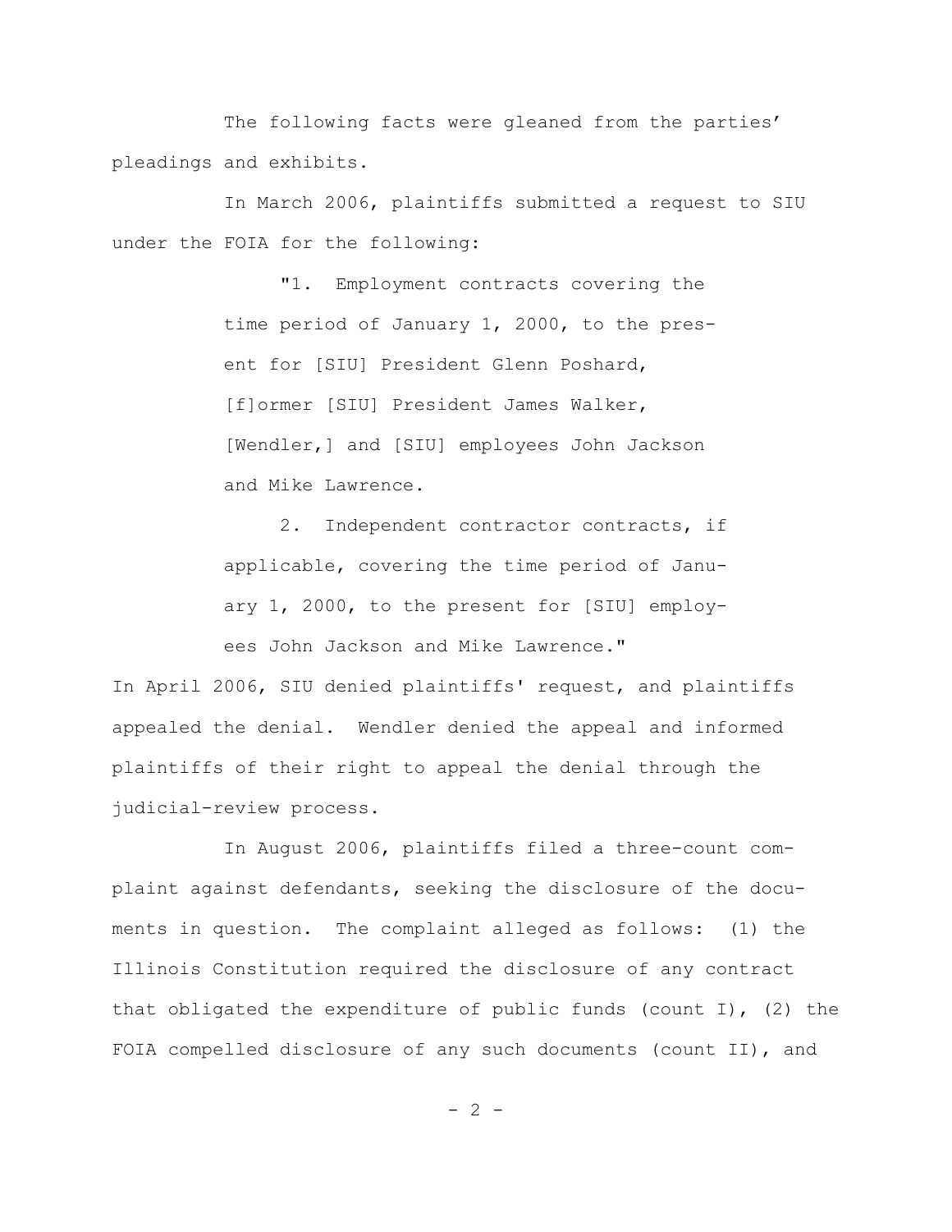The following facts were gleaned from the parties' pleadings and exhibits.

In March 2006, plaintiffs submitted a request to SIU under the FOIA for the following:

> "1. Employment contracts covering the time period of January 1, 2000, to the present for [SIU] President Glenn Poshard, [f]ormer [SIU] President James Walker, [Wendler,] and [SIU] employees John Jackson and Mike Lawrence.
>
> 2. Independent contractor contracts, if applicable, covering the time period of January 1, 2000, to the present for [SIU] employees John Jackson and Mike Lawrence."

In April 2006, SIU denied plaintiffs' request, and plaintiffs appealed the denial. Wendler denied the appeal and informed plaintiffs of their right to appeal the denial through the judicial-review process.

In August 2006, plaintiffs filed a three-count complaint against defendants, seeking the disclosure of the documents in question. The complaint alleged as follows: (1) the Illinois Constitution required the disclosure of any contract that obligated the expenditure of public funds (count I), (2) the FOIA compelled disclosure of any such documents (count II), and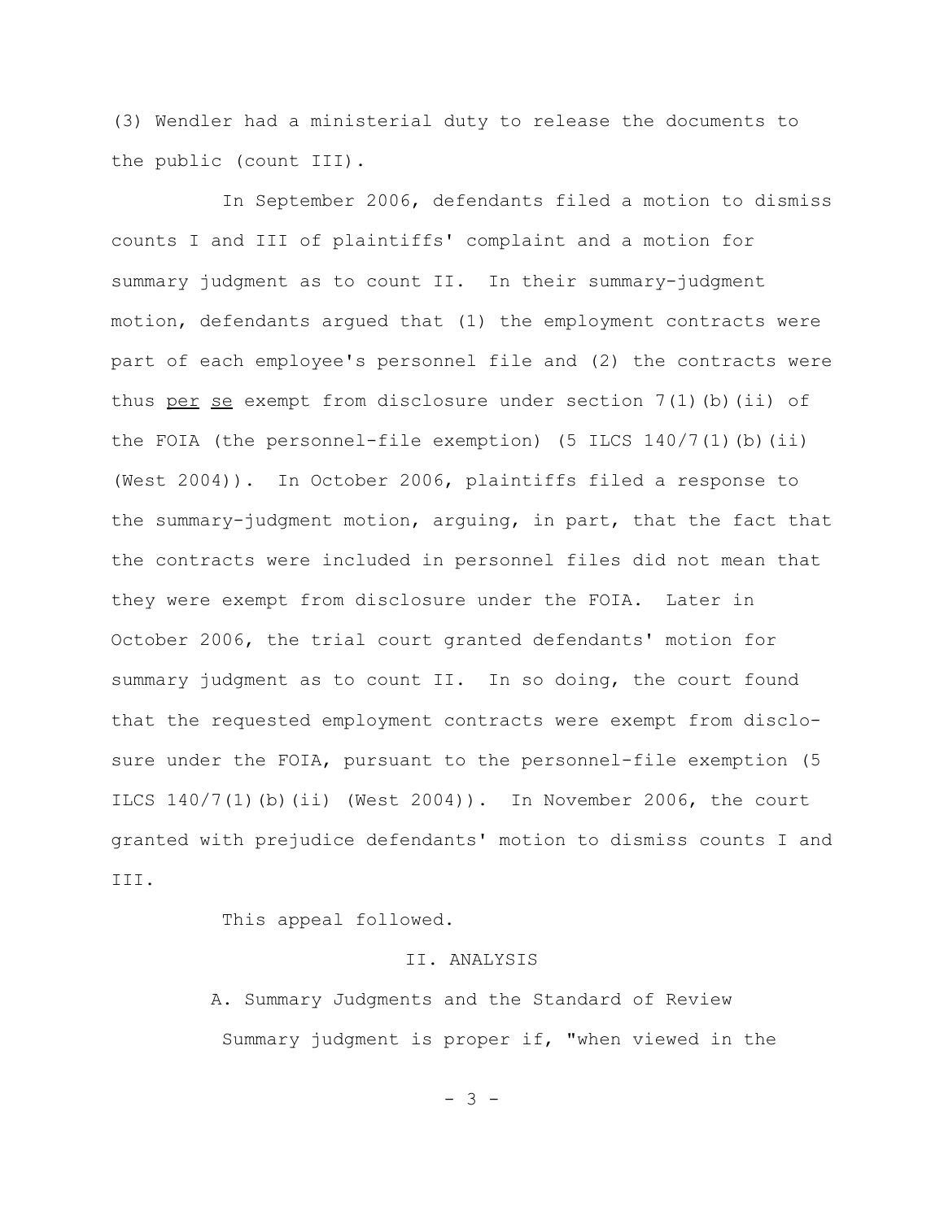(3) Wendler had a ministerial duty to release the documents to the public (count III).

In September 2006, defendants filed a motion to dismiss counts I and III of plaintiffs' complaint and a motion for summary judgment as to count II. In their summary-judgment motion, defendants argued that (1) the employment contracts were part of each employee's personnel file and (2) the contracts were thus per se exempt from disclosure under section 7(1)(b)(ii) of the FOIA (the personnel-file exemption) (5 ILCS 140/7(1)(b)(ii) (West 2004)). In October 2006, plaintiffs filed a response to the summary-judgment motion, arguing, in part, that the fact that the contracts were included in personnel files did not mean that they were exempt from disclosure under the FOIA. Later in October 2006, the trial court granted defendants' motion for summary judgment as to count II. In so doing, the court found that the requested employment contracts were exempt from disclosure under the FOIA, pursuant to the personnel-file exemption (5 ILCS 140/7(1)(b)(ii) (West 2004)). In November 2006, the court granted with prejudice defendants' motion to dismiss counts I and III.

This appeal followed.

## II. ANALYSIS

### A. Summary Judgments and the Standard of Review

Summary judgment is proper if, "when viewed in the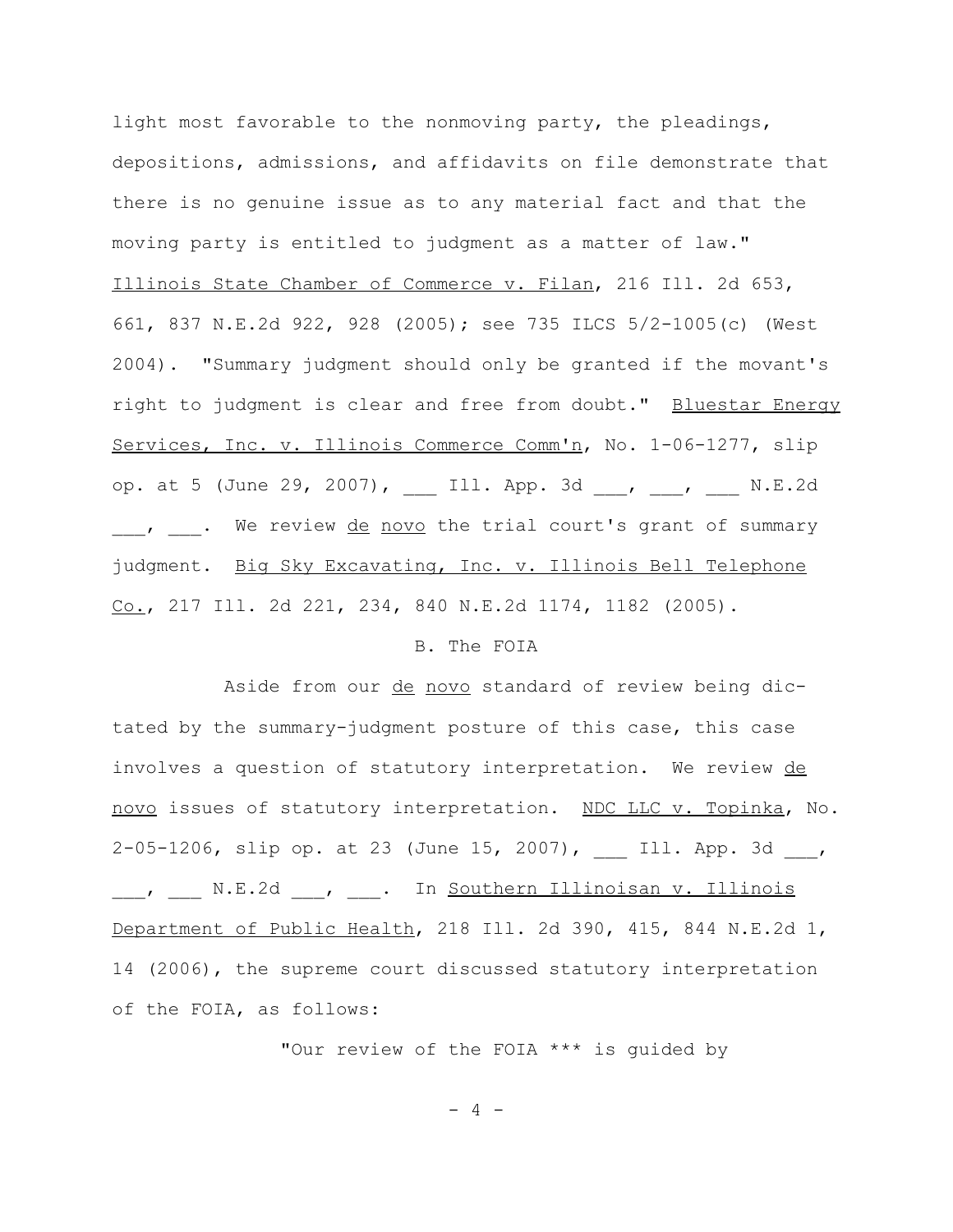light most favorable to the nonmoving party, the pleadings, depositions, admissions, and affidavits on file demonstrate that there is no genuine issue as to any material fact and that the moving party is entitled to judgment as a matter of law." Illinois State Chamber of Commerce v. Filan, 216 Ill. 2d 653, 661, 837 N.E.2d 922, 928 (2005); see 735 ILCS 5/2-1005(c) (West 2004). "Summary judgment should only be granted if the movant's right to judgment is clear and free from doubt." Bluestar Energy Services, Inc. v. Illinois Commerce Comm'n, No. 1-06-1277, slip op. at 5 (June 29, 2007), ___ Ill. App. 3d ___, ___, ___ N.E.2d ___, ___. We review de novo the trial court's grant of summary judgment. Big Sky Excavating, Inc. v. Illinois Bell Telephone Co., 217 Ill. 2d 221, 234, 840 N.E.2d 1174, 1182 (2005).

B. The FOIA

Aside from our de novo standard of review being dictated by the summary-judgment posture of this case, this case involves a question of statutory interpretation. We review de novo issues of statutory interpretation. NDC LLC v. Topinka, No. 2-05-1206, slip op. at 23 (June 15, 2007), ___ Ill. App. 3d ___, ___, ___ N.E.2d ___, ___. In Southern Illinoisan v. Illinois Department of Public Health, 218 Ill. 2d 390, 415, 844 N.E.2d 1, 14 (2006), the supreme court discussed statutory interpretation of the FOIA, as follows:

"Our review of the FOIA *** is guided by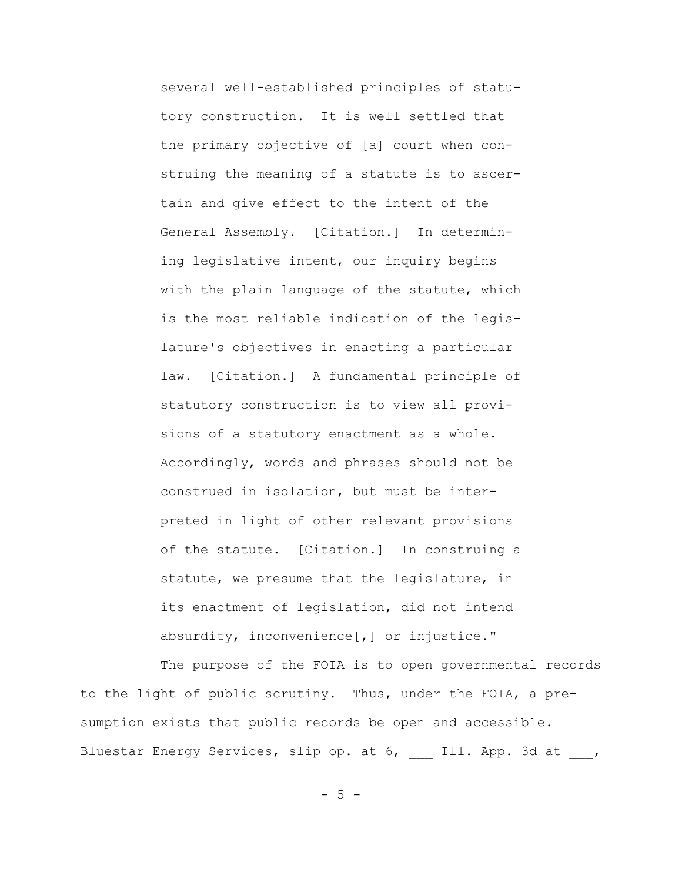> several well-established principles of statutory construction. It is well settled that the primary objective of [a] court when construing the meaning of a statute is to ascertain and give effect to the intent of the General Assembly. [Citation.] In determining legislative intent, our inquiry begins with the plain language of the statute, which is the most reliable indication of the legislature's objectives in enacting a particular law. [Citation.] A fundamental principle of statutory construction is to view all provisions of a statutory enactment as a whole. Accordingly, words and phrases should not be construed in isolation, but must be interpreted in light of other relevant provisions of the statute. [Citation.] In construing a statute, we presume that the legislature, in its enactment of legislation, did not intend absurdity, inconvenience[,] or injustice."

The purpose of the FOIA is to open governmental records to the light of public scrutiny. Thus, under the FOIA, a presumption exists that public records be open and accessible. Bluestar Energy Services, slip op. at 6, ___ Ill. App. 3d at ___,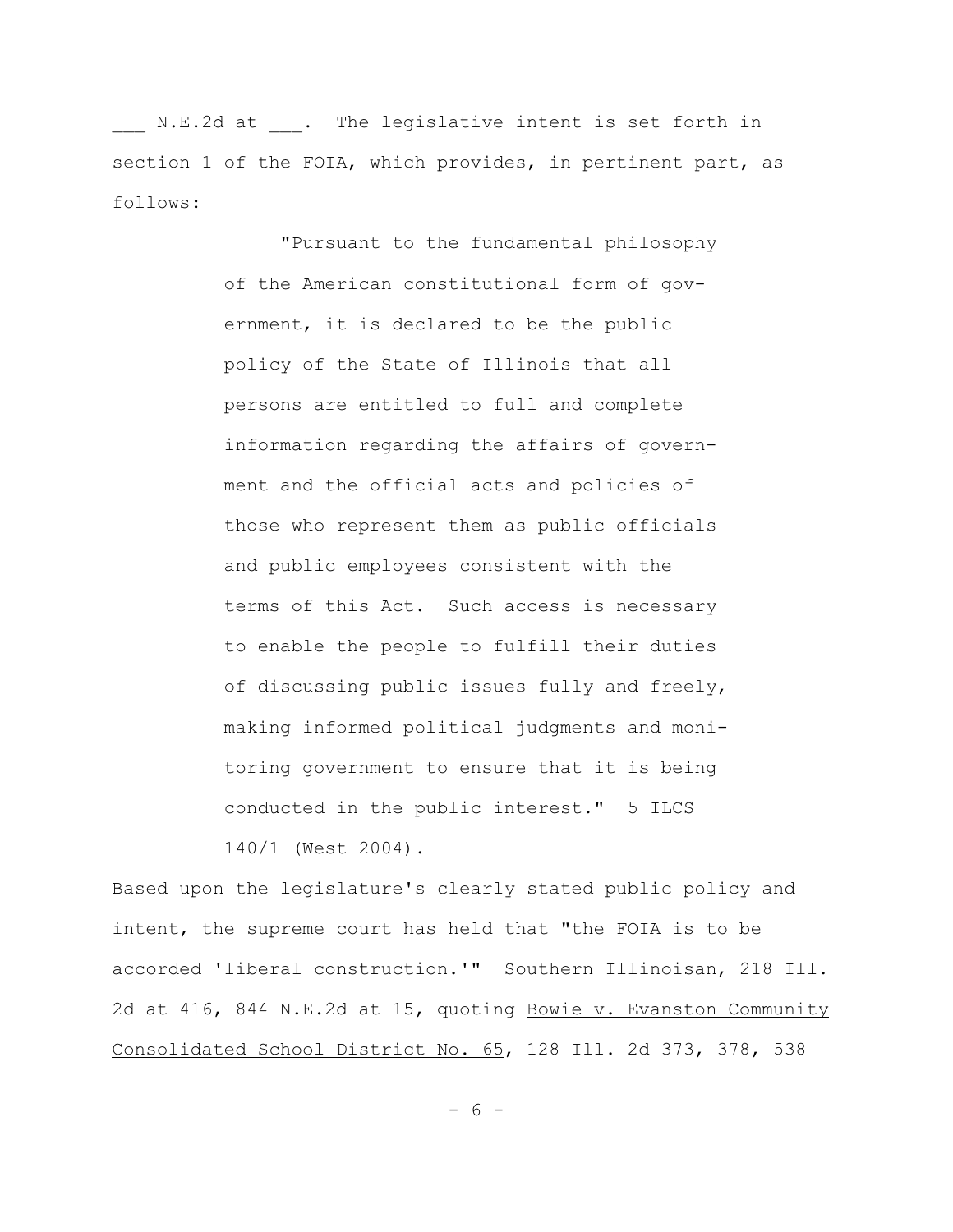___ N.E.2d at ___. The legislative intent is set forth in section 1 of the FOIA, which provides, in pertinent part, as follows:

> "Pursuant to the fundamental philosophy of the American constitutional form of government, it is declared to be the public policy of the State of Illinois that all persons are entitled to full and complete information regarding the affairs of government and the official acts and policies of those who represent them as public officials and public employees consistent with the terms of this Act. Such access is necessary to enable the people to fulfill their duties of discussing public issues fully and freely, making informed political judgments and monitoring government to ensure that it is being conducted in the public interest." 5 ILCS 140/1 (West 2004).

Based upon the legislature's clearly stated public policy and intent, the supreme court has held that "the FOIA is to be accorded 'liberal construction.'" Southern Illinoisan, 218 Ill. 2d at 416, 844 N.E.2d at 15, quoting Bowie v. Evanston Community Consolidated School District No. 65, 128 Ill. 2d 373, 378, 538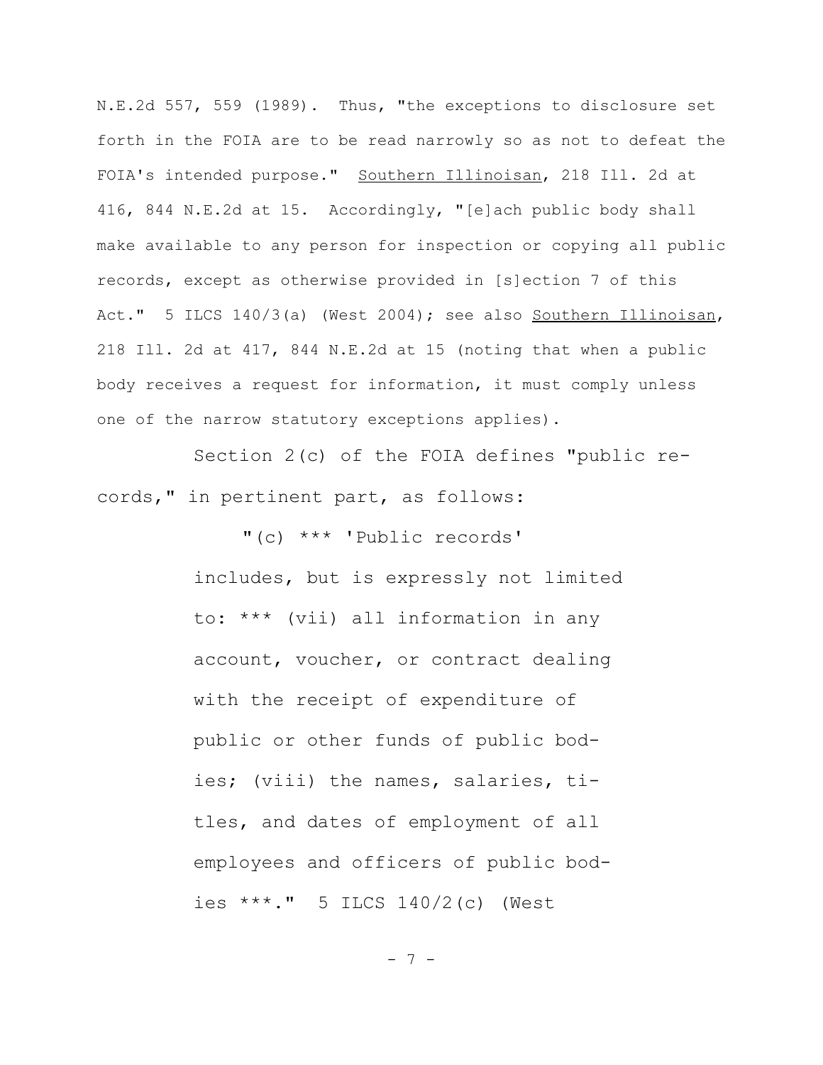N.E.2d 557, 559 (1989). Thus, "the exceptions to disclosure set forth in the FOIA are to be read narrowly so as not to defeat the FOIA's intended purpose." Southern Illinoisan, 218 Ill. 2d at 416, 844 N.E.2d at 15. Accordingly, "[e]ach public body shall make available to any person for inspection or copying all public records, except as otherwise provided in [s]ection 7 of this Act." 5 ILCS 140/3(a) (West 2004); see also Southern Illinoisan, 218 Ill. 2d at 417, 844 N.E.2d at 15 (noting that when a public body receives a request for information, it must comply unless one of the narrow statutory exceptions applies).

Section 2(c) of the FOIA defines "public records," in pertinent part, as follows:

> "(c) *** 'Public records' includes, but is expressly not limited to: *** (vii) all information in any account, voucher, or contract dealing with the receipt of expenditure of public or other funds of public bodies; (viii) the names, salaries, titles, and dates of employment of all employees and officers of public bodies ***." 5 ILCS 140/2(c) (West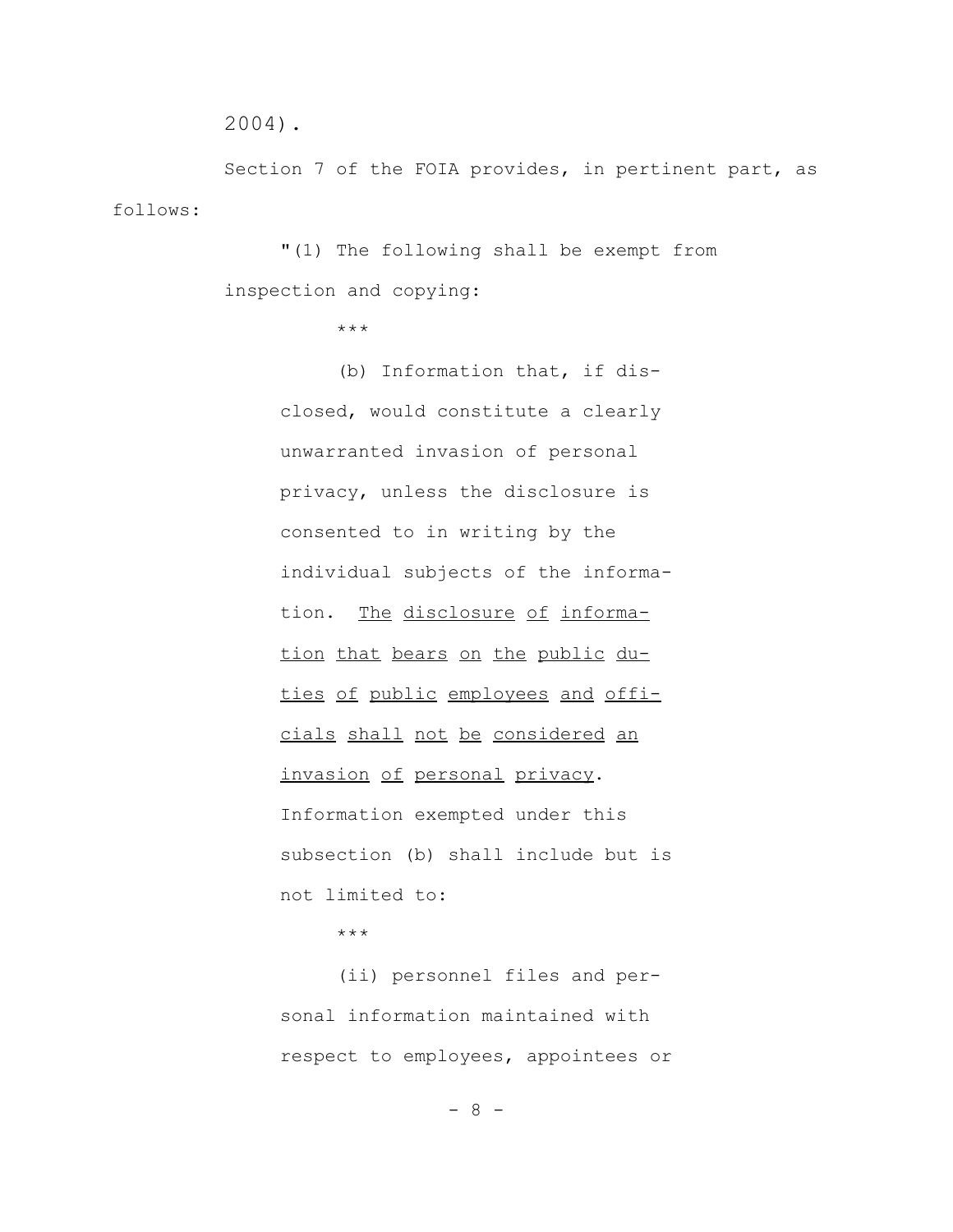2004).

Section 7 of the FOIA provides, in pertinent part, as follows:

> "(1) The following shall be exempt from inspection and copying:
>
> \*\*\*
>
> (b) Information that, if disclosed, would constitute a clearly unwarranted invasion of personal privacy, unless the disclosure is consented to in writing by the individual subjects of the information. <u>The disclosure of information that bears on the public duties of public employees and officials shall not be considered an invasion of personal privacy</u>. Information exempted under this subsection (b) shall include but is not limited to:
>
> \*\*\*
>
> (ii) personnel files and personal information maintained with respect to employees, appointees or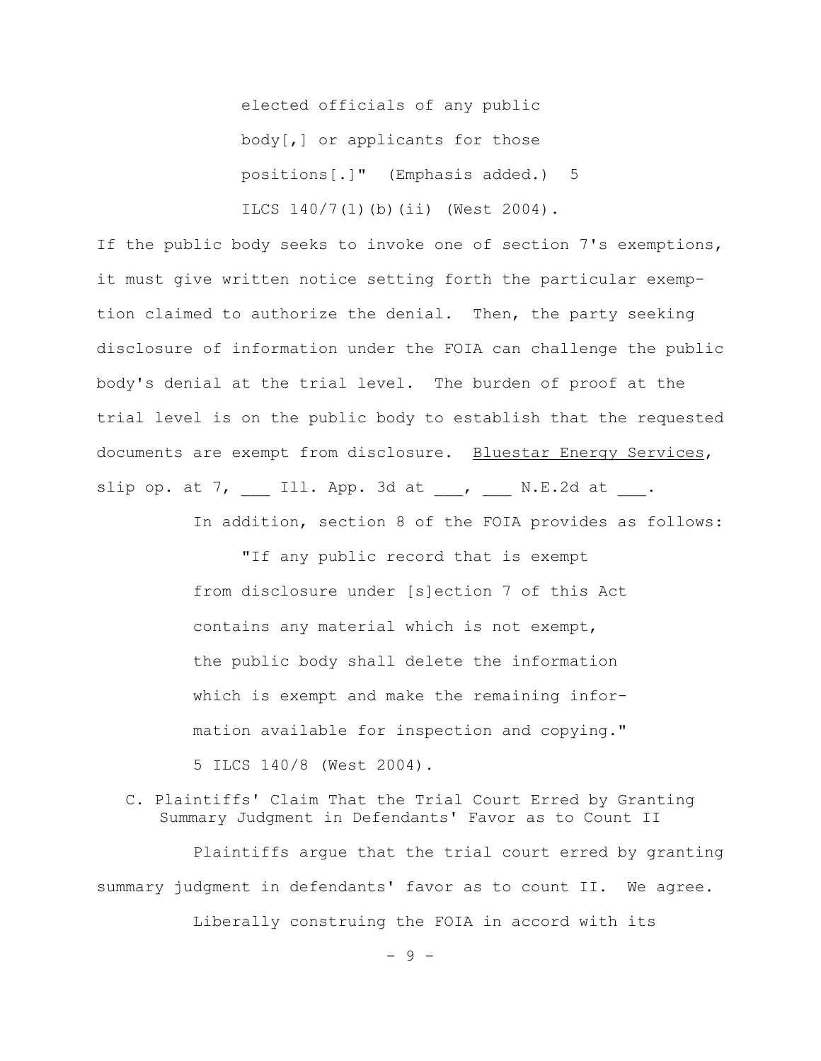> elected officials of any public body[,] or applicants for those positions[.]" (Emphasis added.) 5 ILCS 140/7(1)(b)(ii) (West 2004).

If the public body seeks to invoke one of section 7's exemptions, it must give written notice setting forth the particular exemption claimed to authorize the denial. Then, the party seeking disclosure of information under the FOIA can challenge the public body's denial at the trial level. The burden of proof at the trial level is on the public body to establish that the requested documents are exempt from disclosure. Bluestar Energy Services, slip op. at 7, ___ Ill. App. 3d at ___, ___ N.E.2d at ___.

In addition, section 8 of the FOIA provides as follows:

> "If any public record that is exempt from disclosure under [s]ection 7 of this Act contains any material which is not exempt, the public body shall delete the information which is exempt and make the remaining information available for inspection and copying." 5 ILCS 140/8 (West 2004).

### C. Plaintiffs' Claim That the Trial Court Erred by Granting Summary Judgment in Defendants' Favor as to Count II

Plaintiffs argue that the trial court erred by granting summary judgment in defendants' favor as to count II. We agree.

Liberally construing the FOIA in accord with its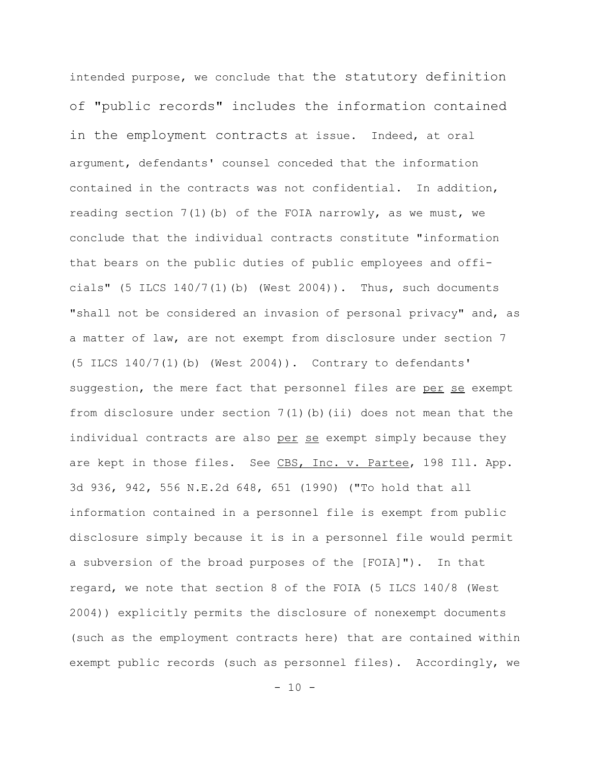intended purpose, we conclude that the statutory definition of "public records" includes the information contained in the employment contracts at issue. Indeed, at oral argument, defendants' counsel conceded that the information contained in the contracts was not confidential. In addition, reading section 7(1)(b) of the FOIA narrowly, as we must, we conclude that the individual contracts constitute "information that bears on the public duties of public employees and officials" (5 ILCS 140/7(1)(b) (West 2004)). Thus, such documents "shall not be considered an invasion of personal privacy" and, as a matter of law, are not exempt from disclosure under section 7 (5 ILCS 140/7(1)(b) (West 2004)). Contrary to defendants' suggestion, the mere fact that personnel files are _per se_ exempt from disclosure under section 7(1)(b)(ii) does not mean that the individual contracts are also _per se_ exempt simply because they are kept in those files. See _CBS, Inc. v. Partee_, 198 Ill. App. 3d 936, 942, 556 N.E.2d 648, 651 (1990) ("To hold that all information contained in a personnel file is exempt from public disclosure simply because it is in a personnel file would permit a subversion of the broad purposes of the [FOIA]"). In that regard, we note that section 8 of the FOIA (5 ILCS 140/8 (West 2004)) explicitly permits the disclosure of nonexempt documents (such as the employment contracts here) that are contained within exempt public records (such as personnel files). Accordingly, we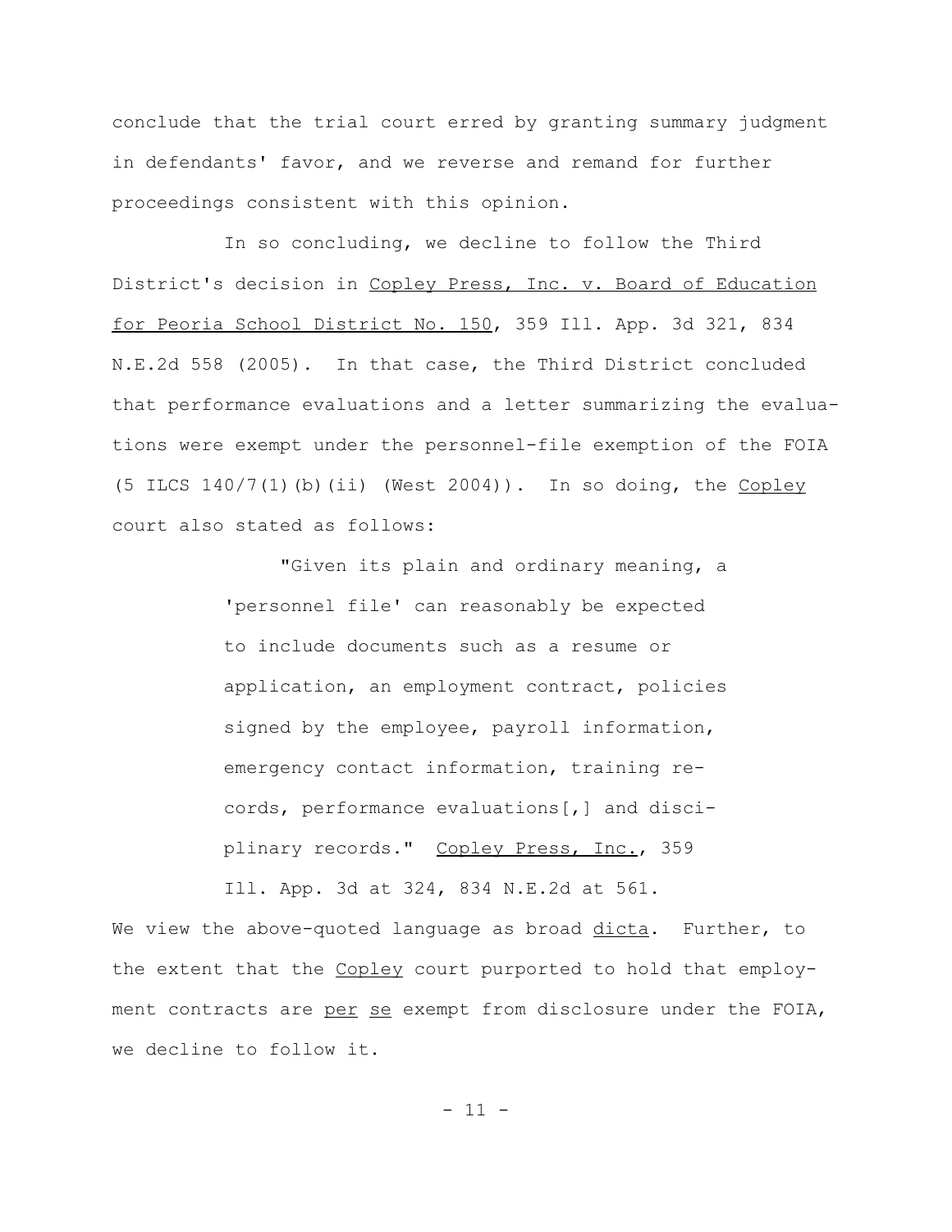conclude that the trial court erred by granting summary judgment in defendants' favor, and we reverse and remand for further proceedings consistent with this opinion.

In so concluding, we decline to follow the Third District's decision in Copley Press, Inc. v. Board of Education for Peoria School District No. 150, 359 Ill. App. 3d 321, 834 N.E.2d 558 (2005). In that case, the Third District concluded that performance evaluations and a letter summarizing the evaluations were exempt under the personnel-file exemption of the FOIA (5 ILCS 140/7(1)(b)(ii) (West 2004)). In so doing, the Copley court also stated as follows:

> "Given its plain and ordinary meaning, a 'personnel file' can reasonably be expected to include documents such as a resume or application, an employment contract, policies signed by the employee, payroll information, emergency contact information, training records, performance evaluations[,] and disciplinary records." Copley Press, Inc., 359 Ill. App. 3d at 324, 834 N.E.2d at 561.

We view the above-quoted language as broad *dicta*. Further, to the extent that the Copley court purported to hold that employment contracts are *per se* exempt from disclosure under the FOIA, we decline to follow it.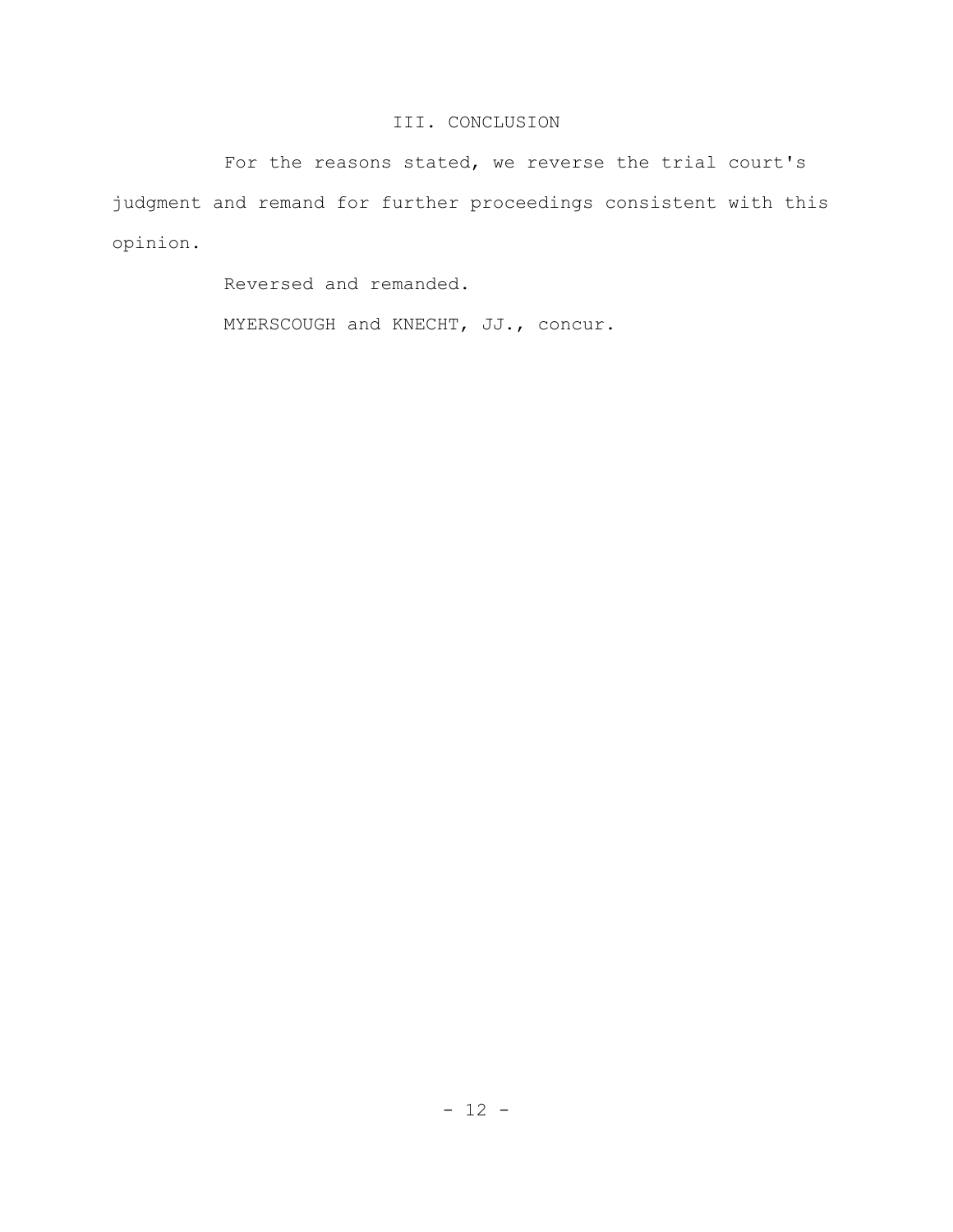## III. CONCLUSION

For the reasons stated, we reverse the trial court's judgment and remand for further proceedings consistent with this opinion.

Reversed and remanded.

MYERSCOUGH and KNECHT, JJ., concur.